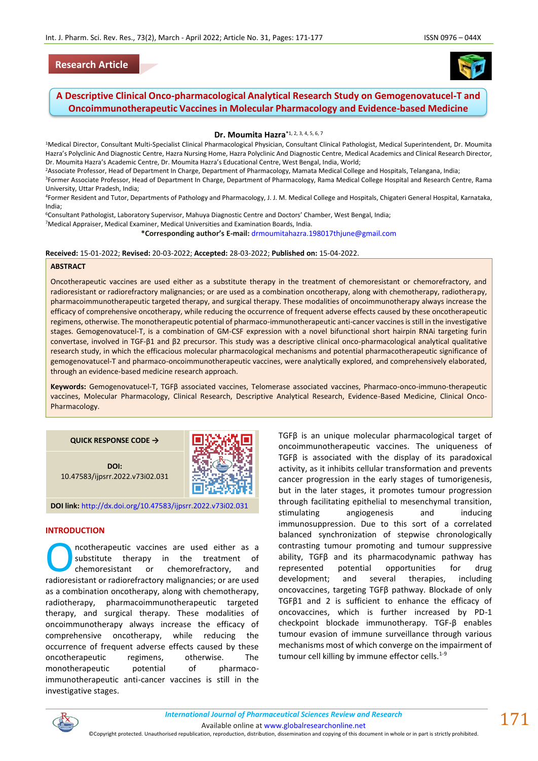Research Article

# A Descriptive Clinical Onco-pharmacological Analytical Research Study on Gemogenovatucel-T and Oncoimmunotherapeutic Vaccines in Molecular Pharmacology and Evidence-based Medicine

**Dr. Moumita Hazra**[*1, 2, 3, 4, 5, 6, 7]

[1]Medical Director, Consultant Multi-Specialist Clinical Pharmacological Physician, Consultant Clinical Pathologist, Medical Superintendent, Dr. Moumita Hazra's Polyclinic And Diagnostic Centre, Hazra Nursing Home, Hazra Polyclinic And Diagnostic Centre, Medical Academics and Clinical Research Director, Dr. Moumita Hazra's Academic Centre, Dr. Moumita Hazra's Educational Centre, West Bengal, India, World;

[2]Associate Professor, Head of Department In Charge, Department of Pharmacology, Mamata Medical College and Hospitals, Telangana, India;

[3]Former Associate Professor, Head of Department In Charge, Department of Pharmacology, Rama Medical College Hospital and Research Centre, Rama University, Uttar Pradesh, India;

[4]Former Resident and Tutor, Departments of Pathology and Pharmacology, J. J. M. Medical College and Hospitals, Chigateri General Hospital, Karnataka, India;

[6]Consultant Pathologist, Laboratory Supervisor, Mahuya Diagnostic Centre and Doctors' Chamber, West Bengal, India;

[7]Medical Appraiser, Medical Examiner, Medical Universities and Examination Boards, India.

***Corresponding author's E-mail:** drmoumitahazra.198017thjune@gmail.com

**Received:** 15-01-2022; **Revised:** 20-03-2022; **Accepted:** 28-03-2022; **Published on:** 15-04-2022.

## ABSTRACT

Oncotherapeutic vaccines are used either as a substitute therapy in the treatment of chemoresistant or chemorefractory, and radioresistant or radiorefractory malignancies; or are used as a combination oncotherapy, along with chemotherapy, radiotherapy, pharmacoimmunotherapeutic targeted therapy, and surgical therapy. These modalities of oncoimmunotherapy always increase the efficacy of comprehensive oncotherapy, while reducing the occurrence of frequent adverse effects caused by these oncotherapeutic regimens, otherwise. The monotherapeutic potential of pharmaco-immunotherapeutic anti-cancer vaccines is still in the investigative stages. Gemogenovatucel-T, is a combination of GM-CSF expression with a novel bifunctional short hairpin RNAi targeting furin convertase, involved in TGF-β1 and β2 precursor. This study was a descriptive clinical onco-pharmacological analytical qualitative research study, in which the efficacious molecular pharmacological mechanisms and potential pharmacotherapeutic significance of gemogenovatucel-T and pharmaco-oncoimmunotherapeutic vaccines, were analytically explored, and comprehensively elaborated, through an evidence-based medicine research approach.

**Keywords:** Gemogenovatucel-T, TGFβ associated vaccines, Telomerase associated vaccines, Pharmaco-onco-immuno-therapeutic vaccines, Molecular Pharmacology, Clinical Research, Descriptive Analytical Research, Evidence-Based Medicine, Clinical Onco-Pharmacology.

QUICK RESPONSE CODE →

**DOI:** 10.47583/ijpsrr.2022.v73i02.031

**DOI link:** http://dx.doi.org/10.47583/ijpsrr.2022.v73i02.031

## INTRODUCTION

Oncotherapeutic vaccines are used either as a substitute therapy in the treatment of chemoresistant or chemorefractory, and radioresistant or radiorefractory malignancies; or are used as a combination oncotherapy, along with chemotherapy, radiotherapy, pharmacoimmunotherapeutic targeted therapy, and surgical therapy. These modalities of oncoimmunotherapy always increase the efficacy of comprehensive oncotherapy, while reducing the occurrence of frequent adverse effects caused by these oncotherapeutic regimens, otherwise. The monotherapeutic potential of pharmaco-immunotherapeutic anti-cancer vaccines is still in the investigative stages.

TGFβ is an unique molecular pharmacological target of oncoimmunotherapeutic vaccines. The uniqueness of TGFβ is associated with the display of its paradoxical activity, as it inhibits cellular transformation and prevents cancer progression in the early stages of tumorigenesis, but in the later stages, it promotes tumour progression through facilitating epithelial to mesenchymal transition, stimulating angiogenesis and inducing immunosuppression. Due to this sort of a correlated balanced synchronization of stepwise chronologically contrasting tumour promoting and tumour suppressive ability, TGFβ and its pharmacodynamic pathway has represented potential opportunities for drug development; and several therapies, including oncovaccines, targeting TGFβ pathway. Blockade of only TGFβ1 and 2 is sufficient to enhance the efficacy of oncovaccines, which is further increased by PD-1 checkpoint blockade immunotherapy. TGF-β enables tumour evasion of immune surveillance through various mechanisms most of which converge on the impairment of tumour cell killing by immune effector cells.[1-9]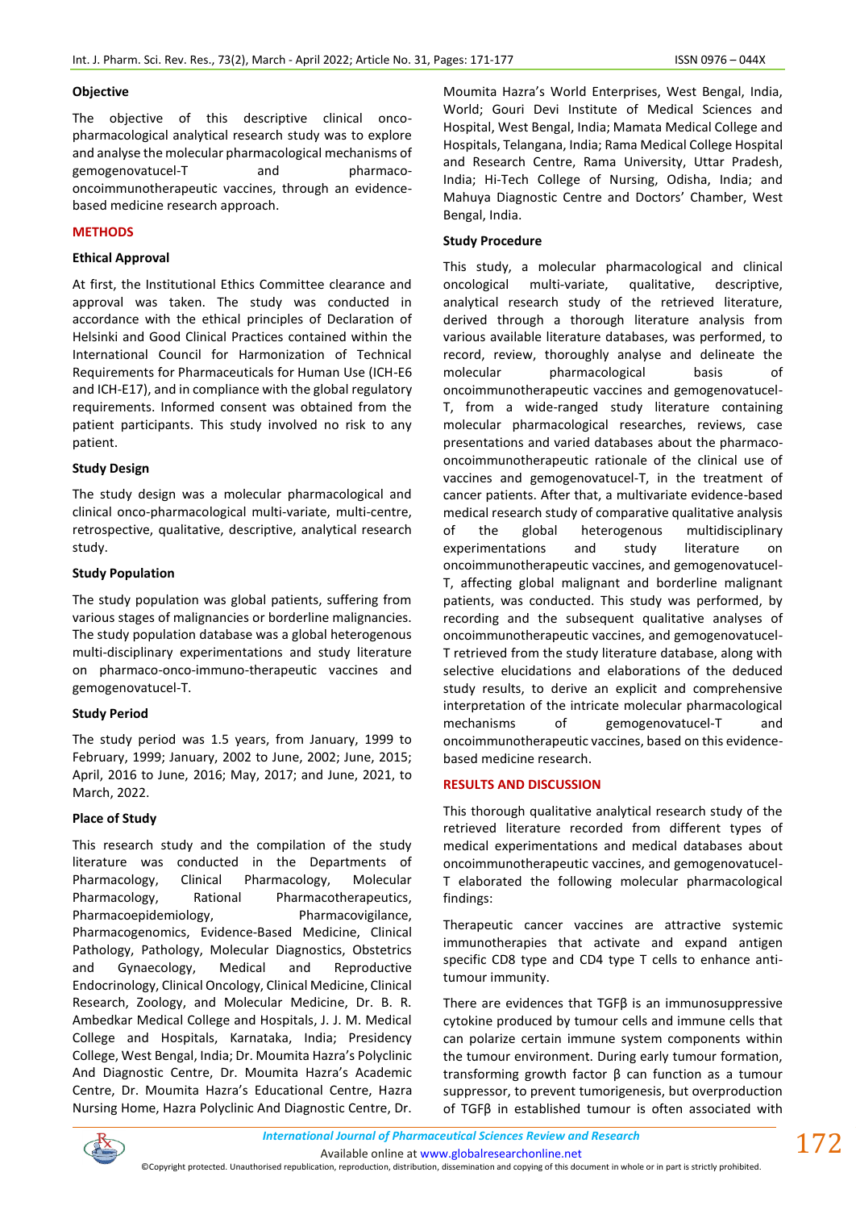### Objective

The objective of this descriptive clinical onco-pharmacological analytical research study was to explore and analyse the molecular pharmacological mechanisms of gemogenovatucel-T and pharmaco-oncoimmunotherapeutic vaccines, through an evidence-based medicine research approach.

## METHODS

### Ethical Approval

At first, the Institutional Ethics Committee clearance and approval was taken. The study was conducted in accordance with the ethical principles of Declaration of Helsinki and Good Clinical Practices contained within the International Council for Harmonization of Technical Requirements for Pharmaceuticals for Human Use (ICH-E6 and ICH-E17), and in compliance with the global regulatory requirements. Informed consent was obtained from the patient participants. This study involved no risk to any patient.

### Study Design

The study design was a molecular pharmacological and clinical onco-pharmacological multi-variate, multi-centre, retrospective, qualitative, descriptive, analytical research study.

### Study Population

The study population was global patients, suffering from various stages of malignancies or borderline malignancies. The study population database was a global heterogenous multi-disciplinary experimentations and study literature on pharmaco-onco-immuno-therapeutic vaccines and gemogenovatucel-T.

### Study Period

The study period was 1.5 years, from January, 1999 to February, 1999; January, 2002 to June, 2002; June, 2015; April, 2016 to June, 2016; May, 2017; and June, 2021, to March, 2022.

### Place of Study

This research study and the compilation of the study literature was conducted in the Departments of Pharmacology, Clinical Pharmacology, Molecular Pharmacology, Rational Pharmacotherapeutics, Pharmacoepidemiology, Pharmacovigilance, Pharmacogenomics, Evidence-Based Medicine, Clinical Pathology, Pathology, Molecular Diagnostics, Obstetrics and Gynaecology, Medical and Reproductive Endocrinology, Clinical Oncology, Clinical Medicine, Clinical Research, Zoology, and Molecular Medicine, Dr. B. R. Ambedkar Medical College and Hospitals, Karnataka, India; Presidency College, West Bengal, India; Dr. Moumita Hazra's Polyclinic And Diagnostic Centre, Dr. Moumita Hazra's Academic Centre, Dr. Moumita Hazra's Educational Centre, Hazra Nursing Home, Hazra Polyclinic And Diagnostic Centre, Dr. Moumita Hazra's World Enterprises, West Bengal, India, World; Gouri Devi Institute of Medical Sciences and Hospital, West Bengal, India; Mamata Medical College and Hospitals, Telangana, India; Rama Medical College Hospital and Research Centre, Rama University, Uttar Pradesh, India; Hi-Tech College of Nursing, Odisha, India; and Mahuya Diagnostic Centre and Doctors' Chamber, West Bengal, India.

### Study Procedure

This study, a molecular pharmacological and clinical oncological multi-variate, qualitative, descriptive, analytical research study of the retrieved literature, derived through a thorough literature analysis from various available literature databases, was performed, to record, review, thoroughly analyse and delineate the molecular pharmacological basis of oncoimmunotherapeutic vaccines and gemogenovatucel-T, from a wide-ranged study literature containing molecular pharmacological researches, reviews, case presentations and varied databases about the pharmaco-oncoimmunotherapeutic rationale of the clinical use of vaccines and gemogenovatucel-T, in the treatment of cancer patients. After that, a multivariate evidence-based medical research study of comparative qualitative analysis of the global heterogenous multidisciplinary experimentations and study literature on oncoimmunotherapeutic vaccines, and gemogenovatucel-T, affecting global malignant and borderline malignant patients, was conducted. This study was performed, by recording and the subsequent qualitative analyses of oncoimmunotherapeutic vaccines, and gemogenovatucel-T retrieved from the study literature database, along with selective elucidations and elaborations of the deduced study results, to derive an explicit and comprehensive interpretation of the intricate molecular pharmacological mechanisms of gemogenovatucel-T and oncoimmunotherapeutic vaccines, based on this evidence-based medicine research.

## RESULTS AND DISCUSSION

This thorough qualitative analytical research study of the retrieved literature recorded from different types of medical experimentations and medical databases about oncoimmunotherapeutic vaccines, and gemogenovatucel-T elaborated the following molecular pharmacological findings:

Therapeutic cancer vaccines are attractive systemic immunotherapies that activate and expand antigen specific CD8 type and CD4 type T cells to enhance anti-tumour immunity.

There are evidences that TGFβ is an immunosuppressive cytokine produced by tumour cells and immune cells that can polarize certain immune system components within the tumour environment. During early tumour formation, transforming growth factor β can function as a tumour suppressor, to prevent tumorigenesis, but overproduction of TGFβ in established tumour is often associated with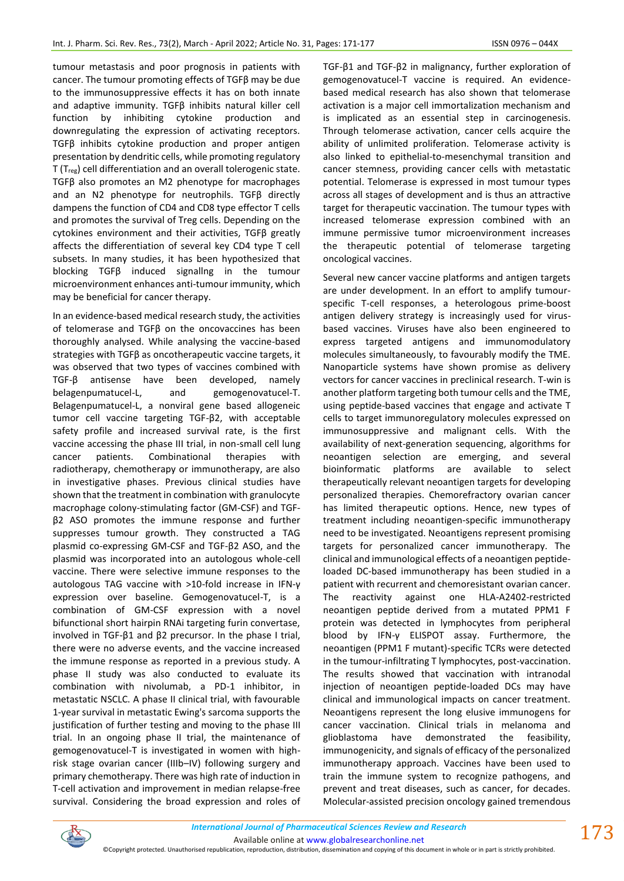tumour metastasis and poor prognosis in patients with cancer. The tumour promoting effects of TGFβ may be due to the immunosuppressive effects it has on both innate and adaptive immunity. TGFβ inhibits natural killer cell function by inhibiting cytokine production and downregulating the expression of activating receptors. TGFβ inhibits cytokine production and proper antigen presentation by dendritic cells, while promoting regulatory T ($T_{reg}$) cell differentiation and an overall tolerogenic state. TGFβ also promotes an M2 phenotype for macrophages and an N2 phenotype for neutrophils. TGFβ directly dampens the function of CD4 and CD8 type effector T cells and promotes the survival of Treg cells. Depending on the cytokines environment and their activities, TGFβ greatly affects the differentiation of several key CD4 type T cell subsets. In many studies, it has been hypothesized that blocking TGFβ induced signallng in the tumour microenvironment enhances anti-tumour immunity, which may be beneficial for cancer therapy.

In an evidence-based medical research study, the activities of telomerase and TGFβ on the oncovaccines has been thoroughly analysed. While analysing the vaccine-based strategies with TGFβ as oncotherapeutic vaccine targets, it was observed that two types of vaccines combined with TGF-β antisense have been developed, namely belagenpumatucel-L, and gemogenovatucel-T. Belagenpumatucel-L, a nonviral gene based allogeneic tumor cell vaccine targeting TGF-β2, with acceptable safety profile and increased survival rate, is the first vaccine accessing the phase III trial, in non-small cell lung cancer patients. Combinational therapies with radiotherapy, chemotherapy or immunotherapy, are also in investigative phases. Previous clinical studies have shown that the treatment in combination with granulocyte macrophage colony-stimulating factor (GM-CSF) and TGF-β2 ASO promotes the immune response and further suppresses tumour growth. They constructed a TAG plasmid co-expressing GM-CSF and TGF-β2 ASO, and the plasmid was incorporated into an autologous whole-cell vaccine. There were selective immune responses to the autologous TAG vaccine with >10-fold increase in IFN-γ expression over baseline. Gemogenovatucel-T, is a combination of GM-CSF expression with a novel bifunctional short hairpin RNAi targeting furin convertase, involved in TGF-β1 and β2 precursor. In the phase I trial, there were no adverse events, and the vaccine increased the immune response as reported in a previous study. A phase II study was also conducted to evaluate its combination with nivolumab, a PD-1 inhibitor, in metastatic NSCLC. A phase II clinical trial, with favourable 1-year survival in metastatic Ewing's sarcoma supports the justification of further testing and moving to the phase III trial. In an ongoing phase II trial, the maintenance of gemogenovatucel-T is investigated in women with high-risk stage ovarian cancer (IIIb–IV) following surgery and primary chemotherapy. There was high rate of induction in T-cell activation and improvement in median relapse-free survival. Considering the broad expression and roles of TGF-β1 and TGF-β2 in malignancy, further exploration of gemogenovatucel-T vaccine is required. An evidence-based medical research has also shown that telomerase activation is a major cell immortalization mechanism and is implicated as an essential step in carcinogenesis. Through telomerase activation, cancer cells acquire the ability of unlimited proliferation. Telomerase activity is also linked to epithelial-to-mesenchymal transition and cancer stemness, providing cancer cells with metastatic potential. Telomerase is expressed in most tumour types across all stages of development and is thus an attractive target for therapeutic vaccination. The tumour types with increased telomerase expression combined with an immune permissive tumor microenvironment increases the therapeutic potential of telomerase targeting oncological vaccines.

Several new cancer vaccine platforms and antigen targets are under development. In an effort to amplify tumour-specific T-cell responses, a heterologous prime-boost antigen delivery strategy is increasingly used for virus-based vaccines. Viruses have also been engineered to express targeted antigens and immunomodulatory molecules simultaneously, to favourably modify the TME. Nanoparticle systems have shown promise as delivery vectors for cancer vaccines in preclinical research. T-win is another platform targeting both tumour cells and the TME, using peptide-based vaccines that engage and activate T cells to target immunoregulatory molecules expressed on immunosuppressive and malignant cells. With the availability of next-generation sequencing, algorithms for neoantigen selection are emerging, and several bioinformatic platforms are available to select therapeutically relevant neoantigen targets for developing personalized therapies. Chemorefractory ovarian cancer has limited therapeutic options. Hence, new types of treatment including neoantigen-specific immunotherapy need to be investigated. Neoantigens represent promising targets for personalized cancer immunotherapy. The clinical and immunological effects of a neoantigen peptide-loaded DC-based immunotherapy has been studied in a patient with recurrent and chemoresistant ovarian cancer. The reactivity against one HLA-A2402-restricted neoantigen peptide derived from a mutated PPM1 F protein was detected in lymphocytes from peripheral blood by IFN-γ ELISPOT assay. Furthermore, the neoantigen (PPM1 F mutant)-specific TCRs were detected in the tumour-infiltrating T lymphocytes, post-vaccination. The results showed that vaccination with intranodal injection of neoantigen peptide-loaded DCs may have clinical and immunological impacts on cancer treatment. Neoantigens represent the long elusive immunogens for cancer vaccination. Clinical trials in melanoma and glioblastoma have demonstrated the feasibility, immunogenicity, and signals of efficacy of the personalized immunotherapy approach. Vaccines have been used to train the immune system to recognize pathogens, and prevent and treat diseases, such as cancer, for decades. Molecular-assisted precision oncology gained tremendous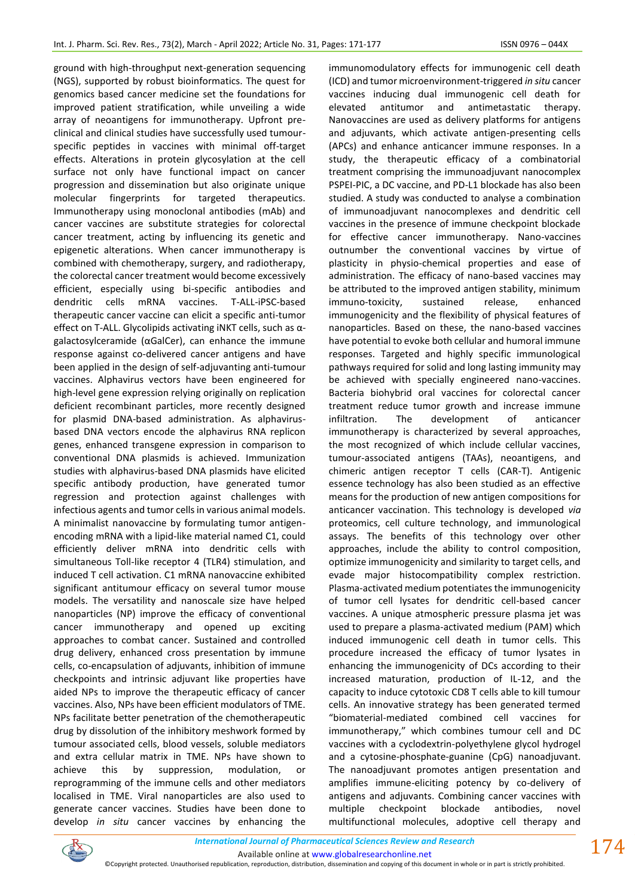ground with high-throughput next-generation sequencing (NGS), supported by robust bioinformatics. The quest for genomics based cancer medicine set the foundations for improved patient stratification, while unveiling a wide array of neoantigens for immunotherapy. Upfront pre-clinical and clinical studies have successfully used tumour-specific peptides in vaccines with minimal off-target effects. Alterations in protein glycosylation at the cell surface not only have functional impact on cancer progression and dissemination but also originate unique molecular fingerprints for targeted therapeutics. Immunotherapy using monoclonal antibodies (mAb) and cancer vaccines are substitute strategies for colorectal cancer treatment, acting by influencing its genetic and epigenetic alterations. When cancer immunotherapy is combined with chemotherapy, surgery, and radiotherapy, the colorectal cancer treatment would become excessively efficient, especially using bi-specific antibodies and dendritic cells mRNA vaccines. T-ALL-iPSC-based therapeutic cancer vaccine can elicit a specific anti-tumor effect on T-ALL. Glycolipids activating iNKT cells, such as α-galactosylceramide (αGalCer), can enhance the immune response against co-delivered cancer antigens and have been applied in the design of self-adjuvanting anti-tumour vaccines. Alphavirus vectors have been engineered for high-level gene expression relying originally on replication deficient recombinant particles, more recently designed for plasmid DNA-based administration. As alphavirus-based DNA vectors encode the alphavirus RNA replicon genes, enhanced transgene expression in comparison to conventional DNA plasmids is achieved. Immunization studies with alphavirus-based DNA plasmids have elicited specific antibody production, have generated tumor regression and protection against challenges with infectious agents and tumor cells in various animal models. A minimalist nanovaccine by formulating tumor antigen-encoding mRNA with a lipid-like material named C1, could efficiently deliver mRNA into dendritic cells with simultaneous Toll-like receptor 4 (TLR4) stimulation, and induced T cell activation. C1 mRNA nanovaccine exhibited significant antitumour efficacy on several tumor mouse models. The versatility and nanoscale size have helped nanoparticles (NP) improve the efficacy of conventional cancer immunotherapy and opened up exciting approaches to combat cancer. Sustained and controlled drug delivery, enhanced cross presentation by immune cells, co-encapsulation of adjuvants, inhibition of immune checkpoints and intrinsic adjuvant like properties have aided NPs to improve the therapeutic efficacy of cancer vaccines. Also, NPs have been efficient modulators of TME. NPs facilitate better penetration of the chemotherapeutic drug by dissolution of the inhibitory meshwork formed by tumour associated cells, blood vessels, soluble mediators and extra cellular matrix in TME. NPs have shown to achieve this by suppression, modulation, or reprogramming of the immune cells and other mediators localised in TME. Viral nanoparticles are also used to generate cancer vaccines. Studies have been done to develop *in situ* cancer vaccines by enhancing the immunomodulatory effects for immunogenic cell death (ICD) and tumor microenvironment-triggered *in situ* cancer vaccines inducing dual immunogenic cell death for elevated antitumor and antimetastatic therapy. Nanovaccines are used as delivery platforms for antigens and adjuvants, which activate antigen-presenting cells (APCs) and enhance anticancer immune responses. In a study, the therapeutic efficacy of a combinatorial treatment comprising the immunoadjuvant nanocomplex PSPEI-PIC, a DC vaccine, and PD-L1 blockade has also been studied. A study was conducted to analyse a combination of immunoadjuvant nanocomplexes and dendritic cell vaccines in the presence of immune checkpoint blockade for effective cancer immunotherapy. Nano-vaccines outnumber the conventional vaccines by virtue of plasticity in physio-chemical properties and ease of administration. The efficacy of nano-based vaccines may be attributed to the improved antigen stability, minimum immuno-toxicity, sustained release, enhanced immunogenicity and the flexibility of physical features of nanoparticles. Based on these, the nano-based vaccines have potential to evoke both cellular and humoral immune responses. Targeted and highly specific immunological pathways required for solid and long lasting immunity may be achieved with specially engineered nano-vaccines. Bacteria biohybrid oral vaccines for colorectal cancer treatment reduce tumor growth and increase immune infiltration. The development of anticancer immunotherapy is characterized by several approaches, the most recognized of which include cellular vaccines, tumour-associated antigens (TAAs), neoantigens, and chimeric antigen receptor T cells (CAR-T). Antigenic essence technology has also been studied as an effective means for the production of new antigen compositions for anticancer vaccination. This technology is developed *via* proteomics, cell culture technology, and immunological assays. The benefits of this technology over other approaches, include the ability to control composition, optimize immunogenicity and similarity to target cells, and evade major histocompatibility complex restriction. Plasma-activated medium potentiates the immunogenicity of tumor cell lysates for dendritic cell-based cancer vaccines. A unique atmospheric pressure plasma jet was used to prepare a plasma-activated medium (PAM) which induced immunogenic cell death in tumor cells. This procedure increased the efficacy of tumor lysates in enhancing the immunogenicity of DCs according to their increased maturation, production of IL-12, and the capacity to induce cytotoxic CD8 T cells able to kill tumour cells. An innovative strategy has been generated termed "biomaterial-mediated combined cell vaccines for immunotherapy," which combines tumour cell and DC vaccines with a cyclodextrin-polyethylene glycol hydrogel and a cytosine-phosphate-guanine (CpG) nanoadjuvant. The nanoadjuvant promotes antigen presentation and amplifies immune-eliciting potency by co-delivery of antigens and adjuvants. Combining cancer vaccines with multiple checkpoint blockade antibodies, novel multifunctional molecules, adoptive cell therapy and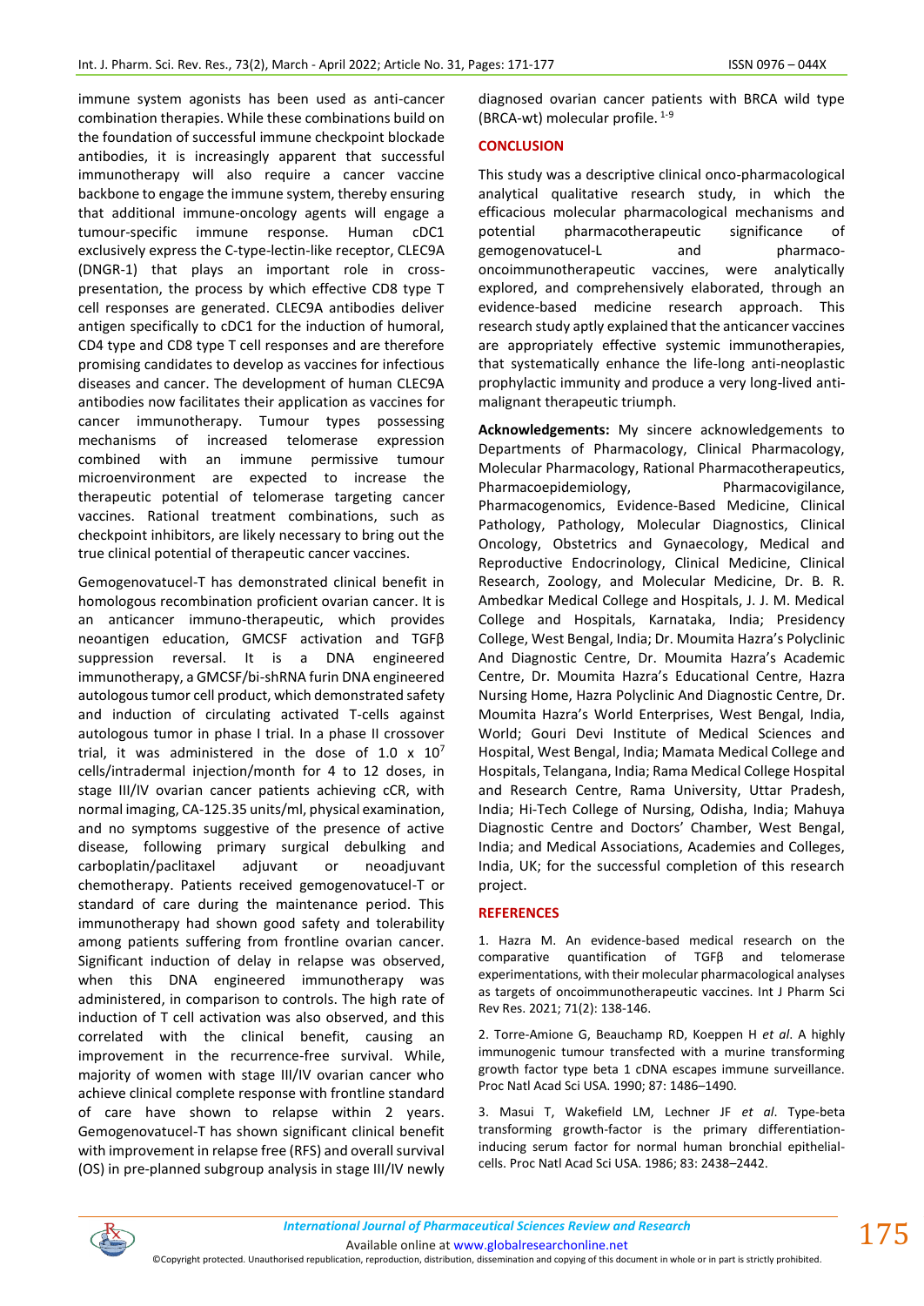immune system agonists has been used as anti-cancer combination therapies. While these combinations build on the foundation of successful immune checkpoint blockade antibodies, it is increasingly apparent that successful immunotherapy will also require a cancer vaccine backbone to engage the immune system, thereby ensuring that additional immune-oncology agents will engage a tumour-specific immune response. Human cDC1 exclusively express the C-type-lectin-like receptor, CLEC9A (DNGR-1) that plays an important role in cross-presentation, the process by which effective CD8 type T cell responses are generated. CLEC9A antibodies deliver antigen specifically to cDC1 for the induction of humoral, CD4 type and CD8 type T cell responses and are therefore promising candidates to develop as vaccines for infectious diseases and cancer. The development of human CLEC9A antibodies now facilitates their application as vaccines for cancer immunotherapy. Tumour types possessing mechanisms of increased telomerase expression combined with an immune permissive tumour microenvironment are expected to increase the therapeutic potential of telomerase targeting cancer vaccines. Rational treatment combinations, such as checkpoint inhibitors, are likely necessary to bring out the true clinical potential of therapeutic cancer vaccines.

Gemogenovatucel-T has demonstrated clinical benefit in homologous recombination proficient ovarian cancer. It is an anticancer immuno-therapeutic, which provides neoantigen education, GMCSF activation and TGFβ suppression reversal. It is a DNA engineered immunotherapy, a GMCSF/bi-shRNA furin DNA engineered autologous tumor cell product, which demonstrated safety and induction of circulating activated T-cells against autologous tumor in phase I trial. In a phase II crossover trial, it was administered in the dose of $1.0 \times 10^7$ cells/intradermal injection/month for 4 to 12 doses, in stage III/IV ovarian cancer patients achieving cCR, with normal imaging, CA-125.35 units/ml, physical examination, and no symptoms suggestive of the presence of active disease, following primary surgical debulking and carboplatin/paclitaxel adjuvant or neoadjuvant chemotherapy. Patients received gemogenovatucel-T or standard of care during the maintenance period. This immunotherapy had shown good safety and tolerability among patients suffering from frontline ovarian cancer. Significant induction of delay in relapse was observed, when this DNA engineered immunotherapy was administered, in comparison to controls. The high rate of induction of T cell activation was also observed, and this correlated with the clinical benefit, causing an improvement in the recurrence-free survival. While, majority of women with stage III/IV ovarian cancer who achieve clinical complete response with frontline standard of care have shown to relapse within 2 years. Gemogenovatucel-T has shown significant clinical benefit with improvement in relapse free (RFS) and overall survival (OS) in pre-planned subgroup analysis in stage III/IV newly diagnosed ovarian cancer patients with BRCA wild type (BRCA-wt) molecular profile.[1-9]

## CONCLUSION

This study was a descriptive clinical onco-pharmacological analytical qualitative research study, in which the efficacious molecular pharmacological mechanisms and potential pharmacotherapeutic significance of gemogenovatucel-L and pharmaco-oncoimmunotherapeutic vaccines, were analytically explored, and comprehensively elaborated, through an evidence-based medicine research approach. This research study aptly explained that the anticancer vaccines are appropriately effective systemic immunotherapies, that systematically enhance the life-long anti-neoplastic prophylactic immunity and produce a very long-lived anti-malignant therapeutic triumph.

**Acknowledgements:** My sincere acknowledgements to Departments of Pharmacology, Clinical Pharmacology, Molecular Pharmacology, Rational Pharmacotherapeutics, Pharmacoepidemiology, Pharmacovigilance, Pharmacogenomics, Evidence-Based Medicine, Clinical Pathology, Pathology, Molecular Diagnostics, Clinical Oncology, Obstetrics and Gynaecology, Medical and Reproductive Endocrinology, Clinical Medicine, Clinical Research, Zoology, and Molecular Medicine, Dr. B. R. Ambedkar Medical College and Hospitals, J. J. M. Medical College and Hospitals, Karnataka, India; Presidency College, West Bengal, India; Dr. Moumita Hazra's Polyclinic And Diagnostic Centre, Dr. Moumita Hazra's Academic Centre, Dr. Moumita Hazra's Educational Centre, Hazra Nursing Home, Hazra Polyclinic And Diagnostic Centre, Dr. Moumita Hazra's World Enterprises, West Bengal, India, World; Gouri Devi Institute of Medical Sciences and Hospital, West Bengal, India; Mamata Medical College and Hospitals, Telangana, India; Rama Medical College Hospital and Research Centre, Rama University, Uttar Pradesh, India; Hi-Tech College of Nursing, Odisha, India; Mahuya Diagnostic Centre and Doctors' Chamber, West Bengal, India; and Medical Associations, Academies and Colleges, India, UK; for the successful completion of this research project.

## REFERENCES

1. Hazra M. An evidence-based medical research on the comparative quantification of TGFβ and telomerase experimentations, with their molecular pharmacological analyses as targets of oncoimmunotherapeutic vaccines. Int J Pharm Sci Rev Res. 2021; 71(2): 138-146.

2. Torre-Amione G, Beauchamp RD, Koeppen H *et al*. A highly immunogenic tumour transfected with a murine transforming growth factor type beta 1 cDNA escapes immune surveillance. Proc Natl Acad Sci USA. 1990; 87: 1486–1490.

3. Masui T, Wakefield LM, Lechner JF *et al*. Type-beta transforming growth-factor is the primary differentiation-inducing serum factor for normal human bronchial epithelial-cells. Proc Natl Acad Sci USA. 1986; 83: 2438–2442.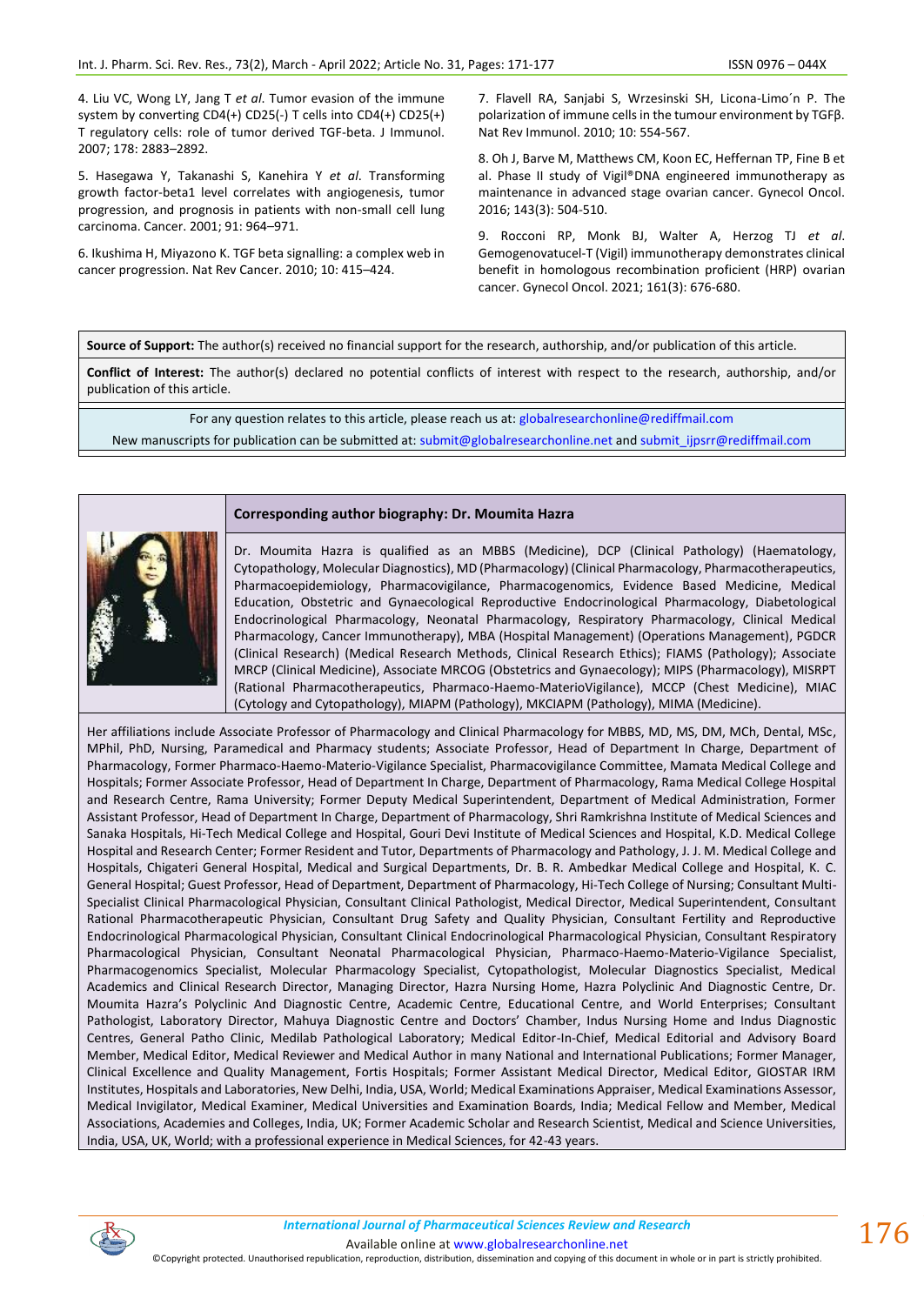4. Liu VC, Wong LY, Jang T *et al*. Tumor evasion of the immune system by converting CD4(+) CD25(-) T cells into CD4(+) CD25(+) T regulatory cells: role of tumor derived TGF-beta. J Immunol. 2007; 178: 2883–2892.

5. Hasegawa Y, Takanashi S, Kanehira Y *et al*. Transforming growth factor-beta1 level correlates with angiogenesis, tumor progression, and prognosis in patients with non-small cell lung carcinoma. Cancer. 2001; 91: 964–971.

6. Ikushima H, Miyazono K. TGF beta signalling: a complex web in cancer progression. Nat Rev Cancer. 2010; 10: 415–424.

7. Flavell RA, Sanjabi S, Wrzesinski SH, Licona-Limo´n P. The polarization of immune cells in the tumour environment by TGFβ. Nat Rev Immunol. 2010; 10: 554-567.

8. Oh J, Barve M, Matthews CM, Koon EC, Heffernan TP, Fine B et al. Phase II study of Vigil®DNA engineered immunotherapy as maintenance in advanced stage ovarian cancer. Gynecol Oncol. 2016; 143(3): 504-510.

9. Rocconi RP, Monk BJ, Walter A, Herzog TJ *et al*. Gemogenovatucel-T (Vigil) immunotherapy demonstrates clinical benefit in homologous recombination proficient (HRP) ovarian cancer. Gynecol Oncol. 2021; 161(3): 676-680.

**Source of Support:** The author(s) received no financial support for the research, authorship, and/or publication of this article.

**Conflict of Interest:** The author(s) declared no potential conflicts of interest with respect to the research, authorship, and/or publication of this article.

For any question relates to this article, please reach us at: globalresearchonline@rediffmail.com

New manuscripts for publication can be submitted at: submit@globalresearchonline.net and submit_ijpsrr@rediffmail.com

**Corresponding author biography: Dr. Moumita Hazra**

Dr. Moumita Hazra is qualified as an MBBS (Medicine), DCP (Clinical Pathology) (Haematology, Cytopathology, Molecular Diagnostics), MD (Pharmacology) (Clinical Pharmacology, Pharmacotherapeutics, Pharmacoepidemiology, Pharmacovigilance, Pharmacogenomics, Evidence Based Medicine, Medical Education, Obstetric and Gynaecological Reproductive Endocrinological Pharmacology, Diabetological Endocrinological Pharmacology, Neonatal Pharmacology, Respiratory Pharmacology, Clinical Medical Pharmacology, Cancer Immunotherapy), MBA (Hospital Management) (Operations Management), PGDCR (Clinical Research) (Medical Research Methods, Clinical Research Ethics); FIAMS (Pathology); Associate MRCP (Clinical Medicine), Associate MRCOG (Obstetrics and Gynaecology); MIPS (Pharmacology), MISRPT (Rational Pharmacotherapeutics, Pharmaco-Haemo-MaterioVigilance), MCCP (Chest Medicine), MIAC (Cytology and Cytopathology), MIAPM (Pathology), MKCIAPM (Pathology), MIMA (Medicine).

Her affiliations include Associate Professor of Pharmacology and Clinical Pharmacology for MBBS, MD, MS, DM, MCh, Dental, MSc, MPhil, PhD, Nursing, Paramedical and Pharmacy students; Associate Professor, Head of Department In Charge, Department of Pharmacology, Former Pharmaco-Haemo-Materio-Vigilance Specialist, Pharmacovigilance Committee, Mamata Medical College and Hospitals; Former Associate Professor, Head of Department In Charge, Department of Pharmacology, Rama Medical College Hospital and Research Centre, Rama University; Former Deputy Medical Superintendent, Department of Medical Administration, Former Assistant Professor, Head of Department In Charge, Department of Pharmacology, Shri Ramkrishna Institute of Medical Sciences and Sanaka Hospitals, Hi-Tech Medical College and Hospital, Gouri Devi Institute of Medical Sciences and Hospital, K.D. Medical College Hospital and Research Center; Former Resident and Tutor, Departments of Pharmacology and Pathology, J. J. M. Medical College and Hospitals, Chigateri General Hospital, Medical and Surgical Departments, Dr. B. R. Ambedkar Medical College and Hospital, K. C. General Hospital; Guest Professor, Head of Department, Department of Pharmacology, Hi-Tech College of Nursing; Consultant Multi-Specialist Clinical Pharmacological Physician, Consultant Clinical Pathologist, Medical Director, Medical Superintendent, Consultant Rational Pharmacotherapeutic Physician, Consultant Drug Safety and Quality Physician, Consultant Fertility and Reproductive Endocrinological Pharmacological Physician, Consultant Clinical Endocrinological Pharmacological Physician, Consultant Respiratory Pharmacological Physician, Consultant Neonatal Pharmacological Physician, Pharmaco-Haemo-Materio-Vigilance Specialist, Pharmacogenomics Specialist, Molecular Pharmacology Specialist, Cytopathologist, Molecular Diagnostics Specialist, Medical Academics and Clinical Research Director, Managing Director, Hazra Nursing Home, Hazra Polyclinic And Diagnostic Centre, Dr. Moumita Hazra's Polyclinic And Diagnostic Centre, Academic Centre, Educational Centre, and World Enterprises; Consultant Pathologist, Laboratory Director, Mahuya Diagnostic Centre and Doctors' Chamber, Indus Nursing Home and Indus Diagnostic Centres, General Patho Clinic, Medilab Pathological Laboratory; Medical Editor-In-Chief, Medical Editorial and Advisory Board Member, Medical Editor, Medical Reviewer and Medical Author in many National and International Publications; Former Manager, Clinical Excellence and Quality Management, Fortis Hospitals; Former Assistant Medical Director, Medical Editor, GIOSTAR IRM Institutes, Hospitals and Laboratories, New Delhi, India, USA, World; Medical Examinations Appraiser, Medical Examinations Assessor, Medical Invigilator, Medical Examiner, Medical Universities and Examination Boards, India; Medical Fellow and Member, Medical Associations, Academies and Colleges, India, UK; Former Academic Scholar and Research Scientist, Medical and Science Universities, India, USA, UK, World; with a professional experience in Medical Sciences, for 42-43 years.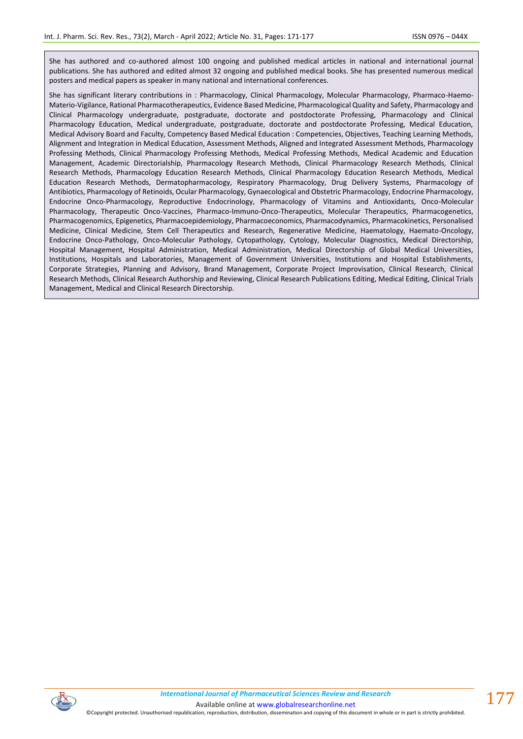She has authored and co-authored almost 100 ongoing and published medical articles in national and international journal publications. She has authored and edited almost 32 ongoing and published medical books. She has presented numerous medical posters and medical papers as speaker in many national and international conferences.

She has significant literary contributions in : Pharmacology, Clinical Pharmacology, Molecular Pharmacology, Pharmaco-Haemo-Materio-Vigilance, Rational Pharmacotherapeutics, Evidence Based Medicine, Pharmacological Quality and Safety, Pharmacology and Clinical Pharmacology undergraduate, postgraduate, doctorate and postdoctorate Professing, Pharmacology and Clinical Pharmacology Education, Medical undergraduate, postgraduate, doctorate and postdoctorate Professing, Medical Education, Medical Advisory Board and Faculty, Competency Based Medical Education : Competencies, Objectives, Teaching Learning Methods, Alignment and Integration in Medical Education, Assessment Methods, Aligned and Integrated Assessment Methods, Pharmacology Professing Methods, Clinical Pharmacology Professing Methods, Medical Professing Methods, Medical Academic and Education Management, Academic Directorialship, Pharmacology Research Methods, Clinical Pharmacology Research Methods, Clinical Research Methods, Pharmacology Education Research Methods, Clinical Pharmacology Education Research Methods, Medical Education Research Methods, Dermatopharmacology, Respiratory Pharmacology, Drug Delivery Systems, Pharmacology of Antibiotics, Pharmacology of Retinoids, Ocular Pharmacology, Gynaecological and Obstetric Pharmacology, Endocrine Pharmacology, Endocrine Onco-Pharmacology, Reproductive Endocrinology, Pharmacology of Vitamins and Antioxidants, Onco-Molecular Pharmacology, Therapeutic Onco-Vaccines, Pharmaco-Immuno-Onco-Therapeutics, Molecular Therapeutics, Pharmacogenetics, Pharmacogenomics, Epigenetics, Pharmacoepidemiology, Pharmacoeconomics, Pharmacodynamics, Pharmacokinetics, Personalised Medicine, Clinical Medicine, Stem Cell Therapeutics and Research, Regenerative Medicine, Haematology, Haemato-Oncology, Endocrine Onco-Pathology, Onco-Molecular Pathology, Cytopathology, Cytology, Molecular Diagnostics, Medical Directorship, Hospital Management, Hospital Administration, Medical Administration, Medical Directorship of Global Medical Universities, Institutions, Hospitals and Laboratories, Management of Government Universities, Institutions and Hospital Establishments, Corporate Strategies, Planning and Advisory, Brand Management, Corporate Project Improvisation, Clinical Research, Clinical Research Methods, Clinical Research Authorship and Reviewing, Clinical Research Publications Editing, Medical Editing, Clinical Trials Management, Medical and Clinical Research Directorship.